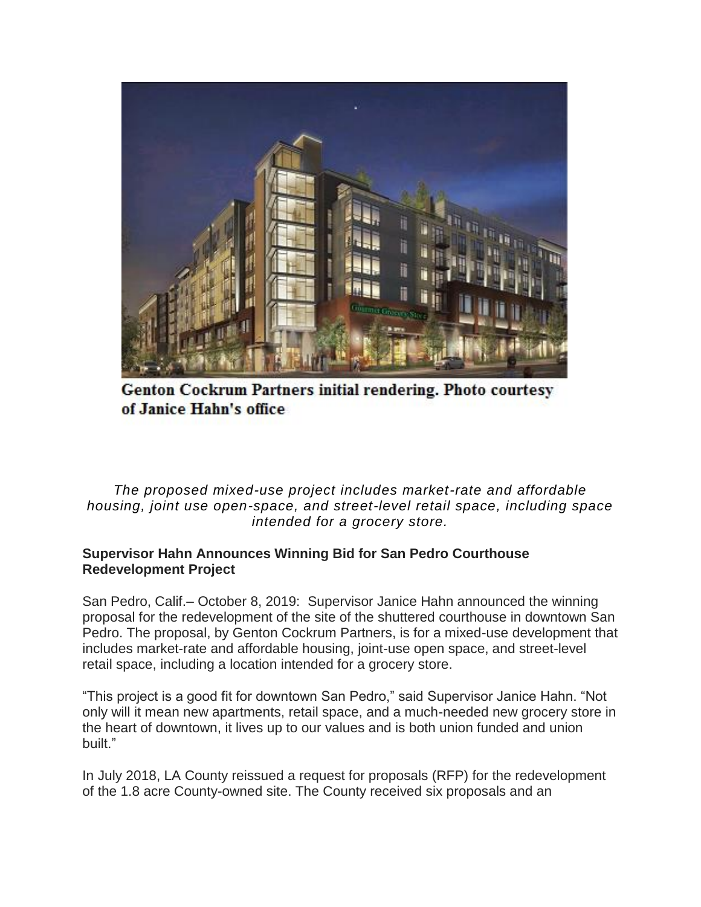Genton Cockrum Partners initial rendering. Photo courtesy of Janice Hahn's office

*The proposed mixed-use project includes market-rate and affordable housing, joint use open-space, and street-level retail space, including space intended for a grocery store.*

**Supervisor Hahn Announces Winning Bid for San Pedro Courthouse Redevelopment Project**

San Pedro, Calif.– October 8, 2019: Supervisor Janice Hahn announced the winning proposal for the redevelopment of the site of the shuttered courthouse in downtown San Pedro. The proposal, by Genton Cockrum Partners, is for a mixed-use development that includes market-rate and affordable housing, joint-use open space, and street-level retail space, including a location intended for a grocery store.

"This project is a good fit for downtown San Pedro," said Supervisor Janice Hahn. "Not only will it mean new apartments, retail space, and a much-needed new grocery store in the heart of downtown, it lives up to our values and is both union funded and union built."

In July 2018, LA County reissued a request for proposals (RFP) for the redevelopment of the 1.8 acre County-owned site. The County received six proposals and an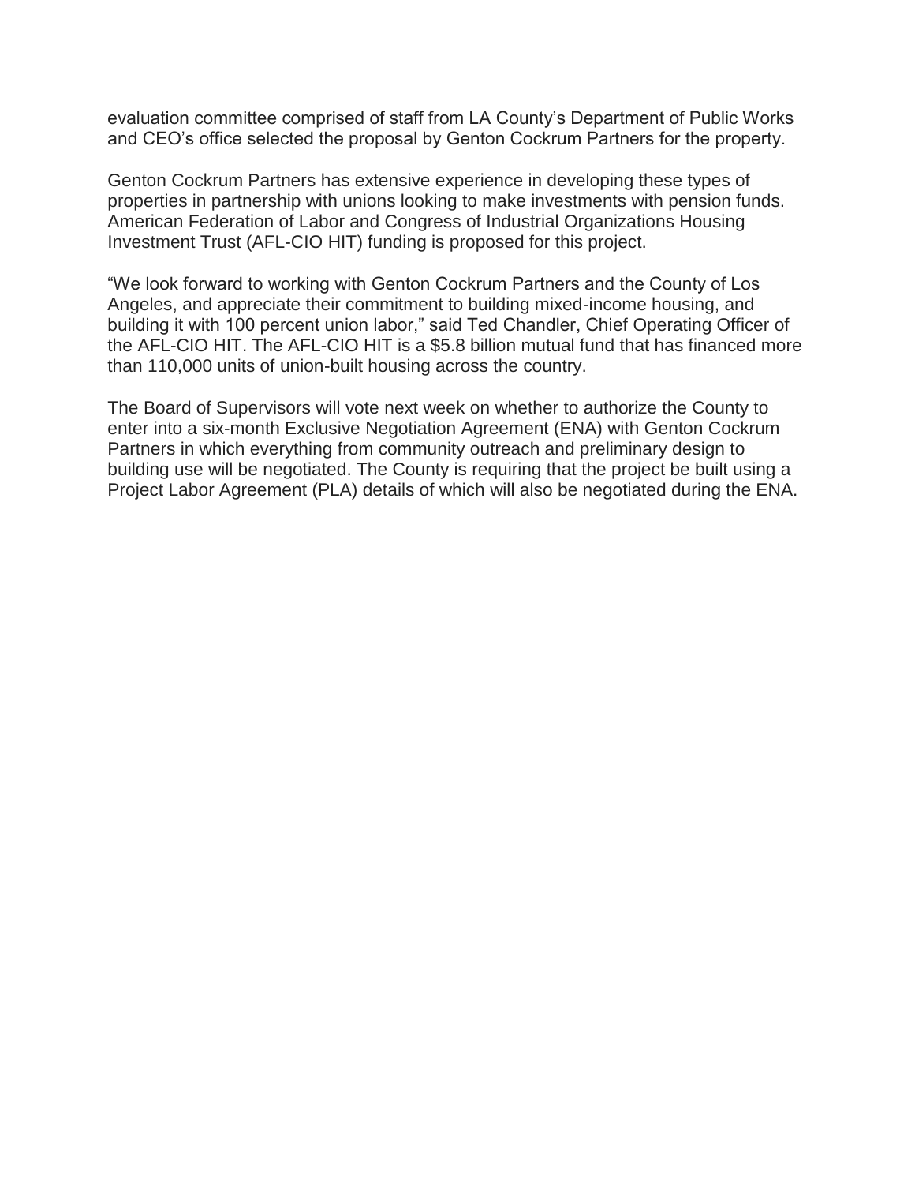evaluation committee comprised of staff from LA County's Department of Public Works and CEO's office selected the proposal by Genton Cockrum Partners for the property.

Genton Cockrum Partners has extensive experience in developing these types of properties in partnership with unions looking to make investments with pension funds. American Federation of Labor and Congress of Industrial Organizations Housing Investment Trust (AFL-CIO HIT) funding is proposed for this project.

"We look forward to working with Genton Cockrum Partners and the County of Los Angeles, and appreciate their commitment to building mixed-income housing, and building it with 100 percent union labor," said Ted Chandler, Chief Operating Officer of the AFL-CIO HIT. The AFL-CIO HIT is a $5.8 billion mutual fund that has financed more than 110,000 units of union-built housing across the country.

The Board of Supervisors will vote next week on whether to authorize the County to enter into a six-month Exclusive Negotiation Agreement (ENA) with Genton Cockrum Partners in which everything from community outreach and preliminary design to building use will be negotiated. The County is requiring that the project be built using a Project Labor Agreement (PLA) details of which will also be negotiated during the ENA.